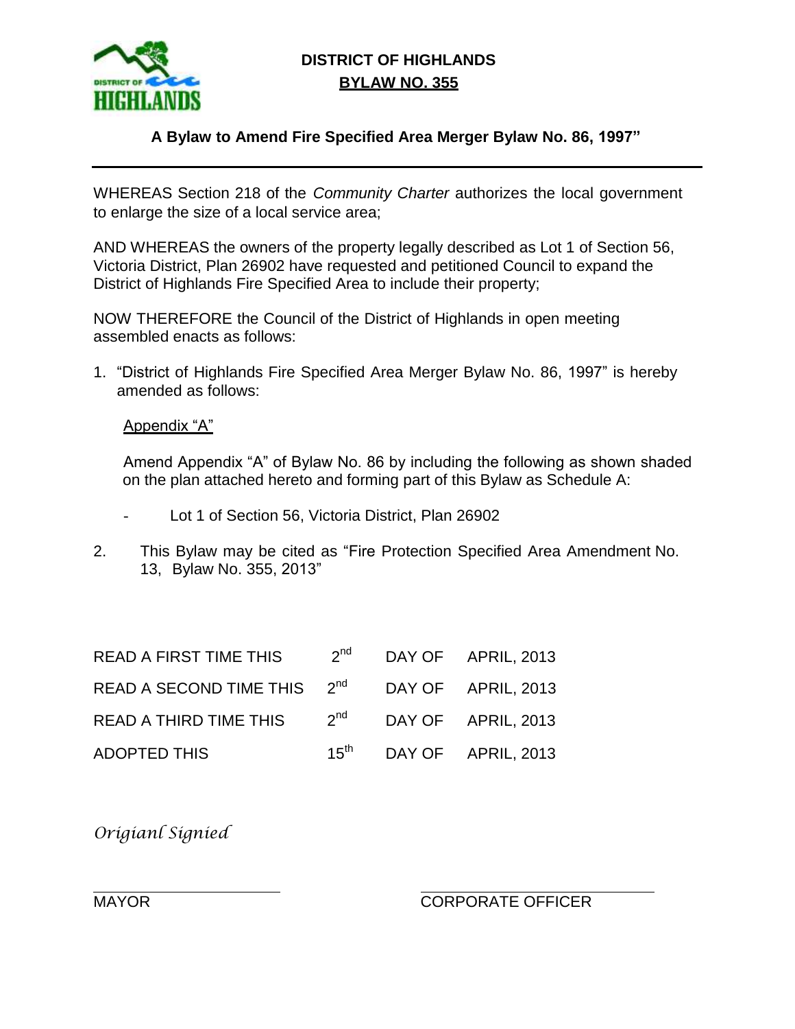# DISTRICT OF HIGHLANDS

## BYLAW NO. 355

**A Bylaw to Amend Fire Specified Area Merger Bylaw No. 86, 1997"**

---

WHEREAS Section 218 of the *Community Charter* authorizes the local government to enlarge the size of a local service area;

AND WHEREAS the owners of the property legally described as Lot 1 of Section 56, Victoria District, Plan 26902 have requested and petitioned Council to expand the District of Highlands Fire Specified Area to include their property;

NOW THEREFORE the Council of the District of Highlands in open meeting assembled enacts as follows:

1. "District of Highlands Fire Specified Area Merger Bylaw No. 86, 1997" is hereby amended as follows:

   Appendix "A"

   Amend Appendix "A" of Bylaw No. 86 by including the following as shown shaded on the plan attached hereto and forming part of this Bylaw as Schedule A:

   - Lot 1 of Section 56, Victoria District, Plan 26902

2. This Bylaw may be cited as "Fire Protection Specified Area Amendment No. 13, Bylaw No. 355, 2013"

| | | | |
|---|---|---|---|
| READ A FIRST TIME THIS | 2nd | DAY OF | APRIL, 2013 |
| READ A SECOND TIME THIS | 2nd | DAY OF | APRIL, 2013 |
| READ A THIRD TIME THIS | 2nd | DAY OF | APRIL, 2013 |
| ADOPTED THIS | 15th | DAY OF | APRIL, 2013 |

*Origianl Signied*

MAYOR

CORPORATE OFFICER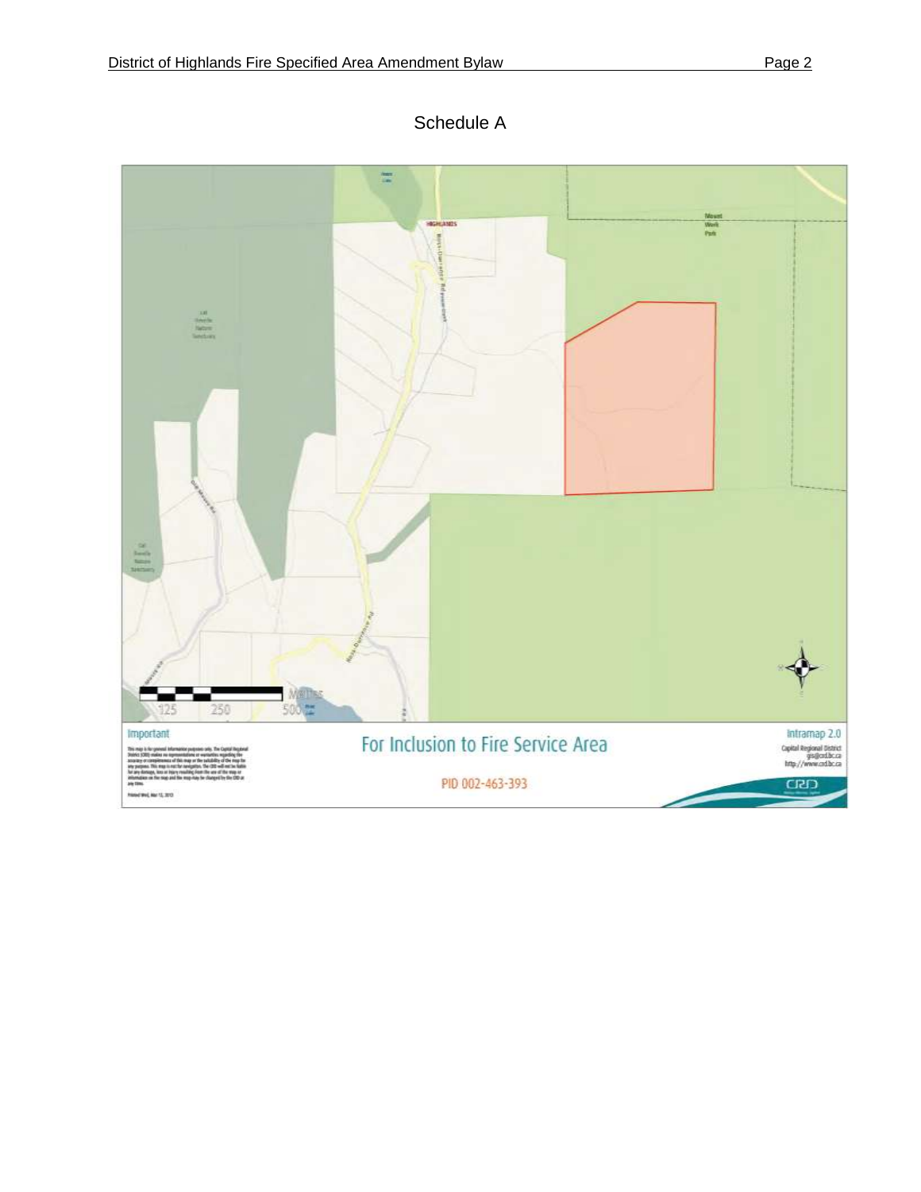# Schedule A

HIGHLANDS

Mount Work Park

Ross-Durrance Rd

Metres

125 250 500

Important

This map is for general information purposes only. The Capital Regional District (CRD) makes no representations or warranties regarding the accuracy or completeness of this map or the suitability of the map for any purpose. This map is not for navigation. The CRD will not be liable for any damage, loss or injury resulting from the use of the map or information on the map and the map may be changed by the CRD at any time.

Printed Wed, Mar 13, 2013

For Inclusion to Fire Service Area

PID 002-463-393

Intramap 2.0

Capital Regional District
gis@crd.bc.ca
http://www.crd.bc.ca

CRD